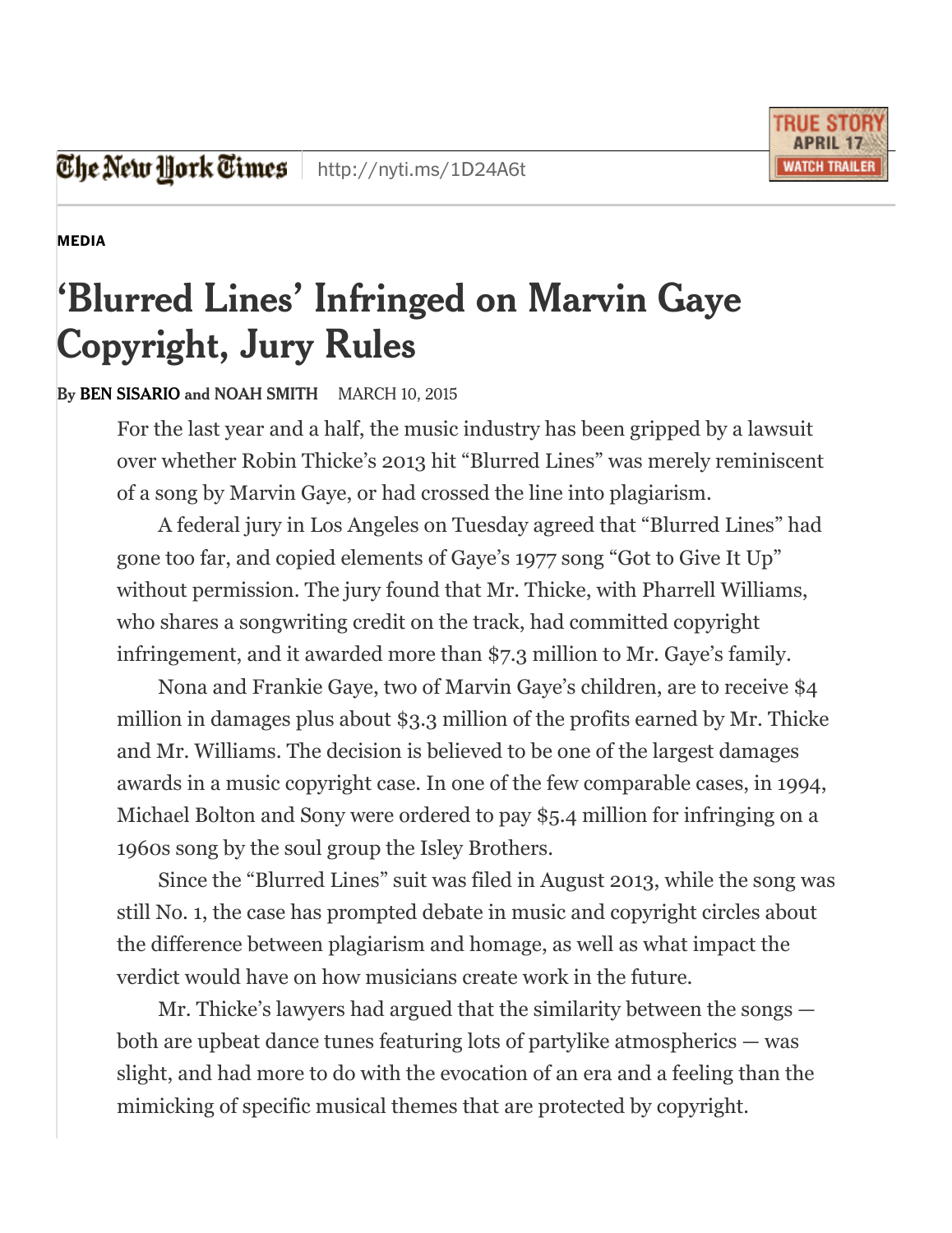The New York Times http://nyti.ms/1D24A6t

MEDIA

# 'Blurred Lines' Infringed on Marvin Gaye Copyright, Jury Rules

By **BEN SISARIO** and **NOAH SMITH** MARCH 10, 2015

For the last year and a half, the music industry has been gripped by a lawsuit over whether Robin Thicke's 2013 hit "Blurred Lines" was merely reminiscent of a song by Marvin Gaye, or had crossed the line into plagiarism.

A federal jury in Los Angeles on Tuesday agreed that "Blurred Lines" had gone too far, and copied elements of Gaye's 1977 song "Got to Give It Up" without permission. The jury found that Mr. Thicke, with Pharrell Williams, who shares a songwriting credit on the track, had committed copyright infringement, and it awarded more than $7.3 million to Mr. Gaye's family.

Nona and Frankie Gaye, two of Marvin Gaye's children, are to receive $4 million in damages plus about $3.3 million of the profits earned by Mr. Thicke and Mr. Williams. The decision is believed to be one of the largest damages awards in a music copyright case. In one of the few comparable cases, in 1994, Michael Bolton and Sony were ordered to pay $5.4 million for infringing on a 1960s song by the soul group the Isley Brothers.

Since the "Blurred Lines" suit was filed in August 2013, while the song was still No. 1, the case has prompted debate in music and copyright circles about the difference between plagiarism and homage, as well as what impact the verdict would have on how musicians create work in the future.

Mr. Thicke's lawyers had argued that the similarity between the songs — both are upbeat dance tunes featuring lots of partylike atmospherics — was slight, and had more to do with the evocation of an era and a feeling than the mimicking of specific musical themes that are protected by copyright.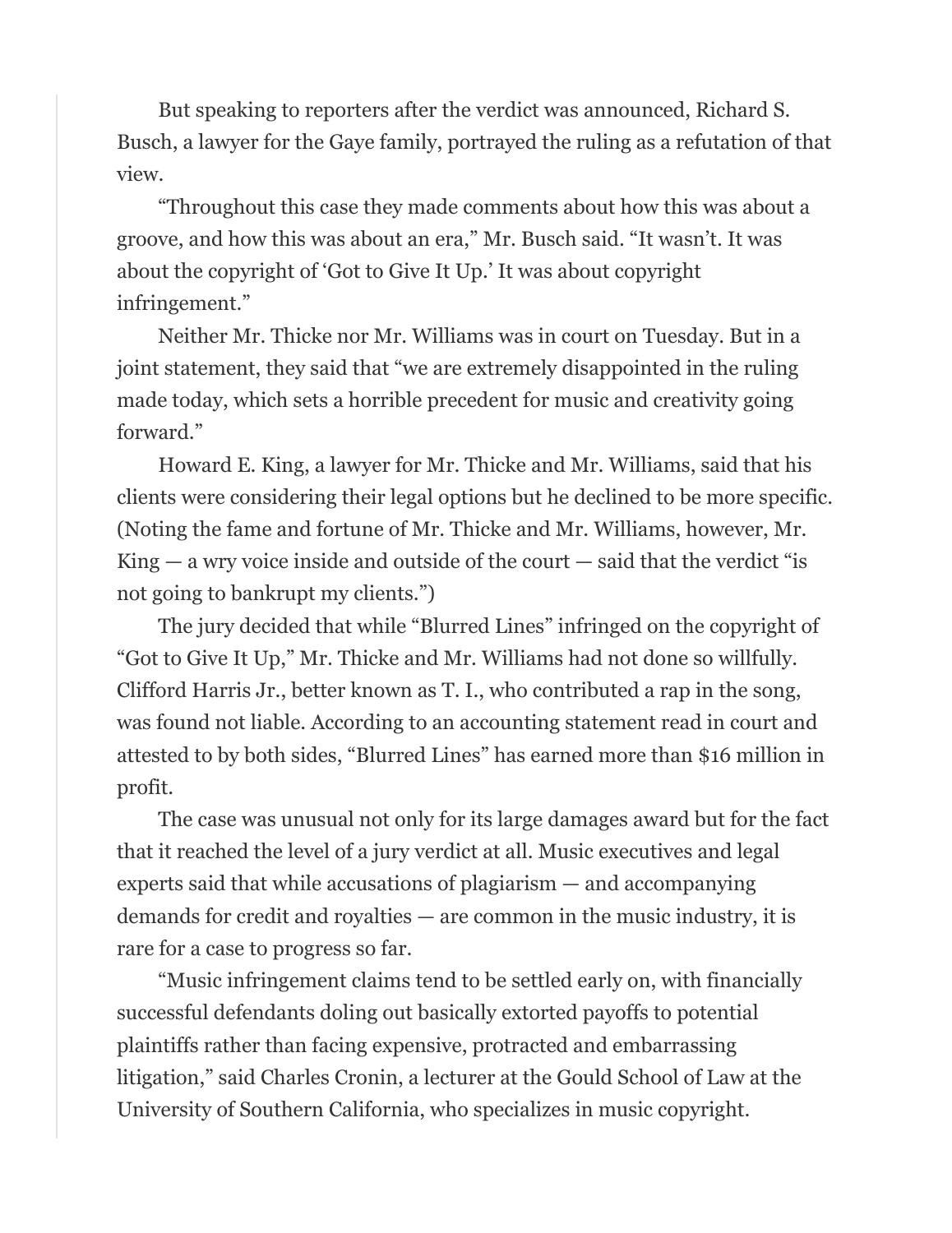But speaking to reporters after the verdict was announced, Richard S. Busch, a lawyer for the Gaye family, portrayed the ruling as a refutation of that view.

"Throughout this case they made comments about how this was about a groove, and how this was about an era," Mr. Busch said. "It wasn't. It was about the copyright of 'Got to Give It Up.' It was about copyright infringement."

Neither Mr. Thicke nor Mr. Williams was in court on Tuesday. But in a joint statement, they said that "we are extremely disappointed in the ruling made today, which sets a horrible precedent for music and creativity going forward."

Howard E. King, a lawyer for Mr. Thicke and Mr. Williams, said that his clients were considering their legal options but he declined to be more specific. (Noting the fame and fortune of Mr. Thicke and Mr. Williams, however, Mr. King — a wry voice inside and outside of the court — said that the verdict "is not going to bankrupt my clients.")

The jury decided that while "Blurred Lines" infringed on the copyright of "Got to Give It Up," Mr. Thicke and Mr. Williams had not done so willfully. Clifford Harris Jr., better known as T. I., who contributed a rap in the song, was found not liable. According to an accounting statement read in court and attested to by both sides, "Blurred Lines" has earned more than $16 million in profit.

The case was unusual not only for its large damages award but for the fact that it reached the level of a jury verdict at all. Music executives and legal experts said that while accusations of plagiarism — and accompanying demands for credit and royalties — are common in the music industry, it is rare for a case to progress so far.

"Music infringement claims tend to be settled early on, with financially successful defendants doling out basically extorted payoffs to potential plaintiffs rather than facing expensive, protracted and embarrassing litigation," said Charles Cronin, a lecturer at the Gould School of Law at the University of Southern California, who specializes in music copyright.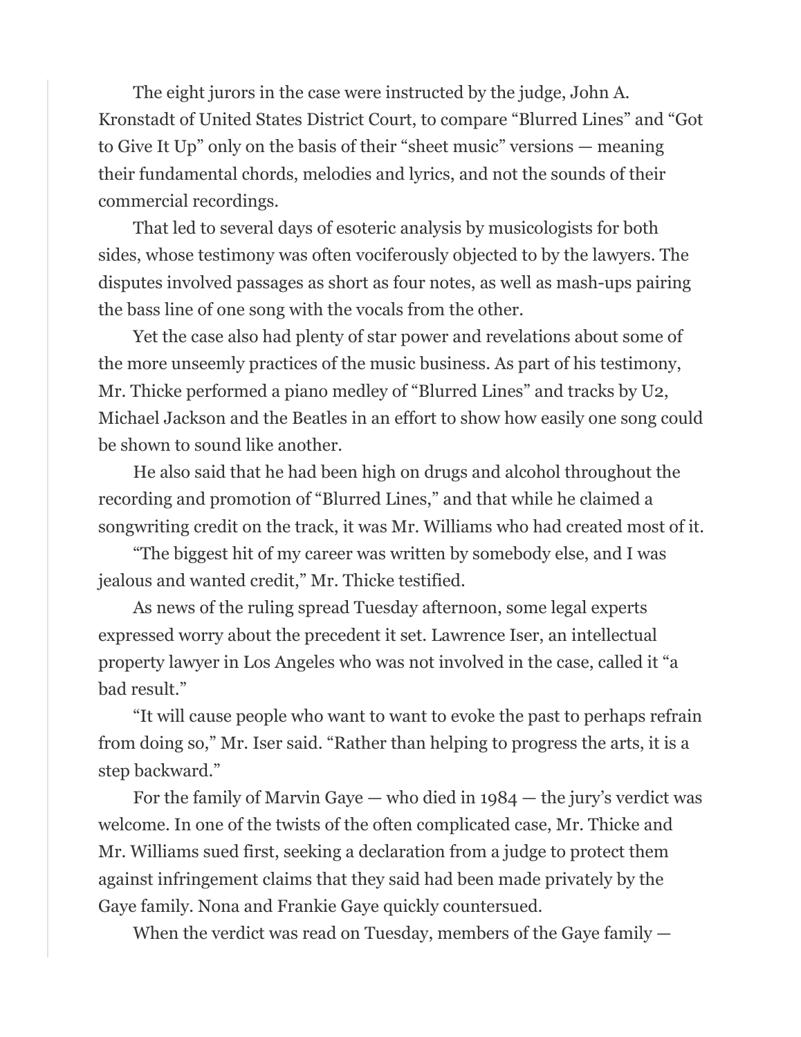The eight jurors in the case were instructed by the judge, John A. Kronstadt of United States District Court, to compare "Blurred Lines" and "Got to Give It Up" only on the basis of their "sheet music" versions — meaning their fundamental chords, melodies and lyrics, and not the sounds of their commercial recordings.

That led to several days of esoteric analysis by musicologists for both sides, whose testimony was often vociferously objected to by the lawyers. The disputes involved passages as short as four notes, as well as mash-ups pairing the bass line of one song with the vocals from the other.

Yet the case also had plenty of star power and revelations about some of the more unseemly practices of the music business. As part of his testimony, Mr. Thicke performed a piano medley of "Blurred Lines" and tracks by U2, Michael Jackson and the Beatles in an effort to show how easily one song could be shown to sound like another.

He also said that he had been high on drugs and alcohol throughout the recording and promotion of "Blurred Lines," and that while he claimed a songwriting credit on the track, it was Mr. Williams who had created most of it.

"The biggest hit of my career was written by somebody else, and I was jealous and wanted credit," Mr. Thicke testified.

As news of the ruling spread Tuesday afternoon, some legal experts expressed worry about the precedent it set. Lawrence Iser, an intellectual property lawyer in Los Angeles who was not involved in the case, called it "a bad result."

"It will cause people who want to want to evoke the past to perhaps refrain from doing so," Mr. Iser said. "Rather than helping to progress the arts, it is a step backward."

For the family of Marvin Gaye — who died in 1984 — the jury's verdict was welcome. In one of the twists of the often complicated case, Mr. Thicke and Mr. Williams sued first, seeking a declaration from a judge to protect them against infringement claims that they said had been made privately by the Gaye family. Nona and Frankie Gaye quickly countersued.

When the verdict was read on Tuesday, members of the Gaye family —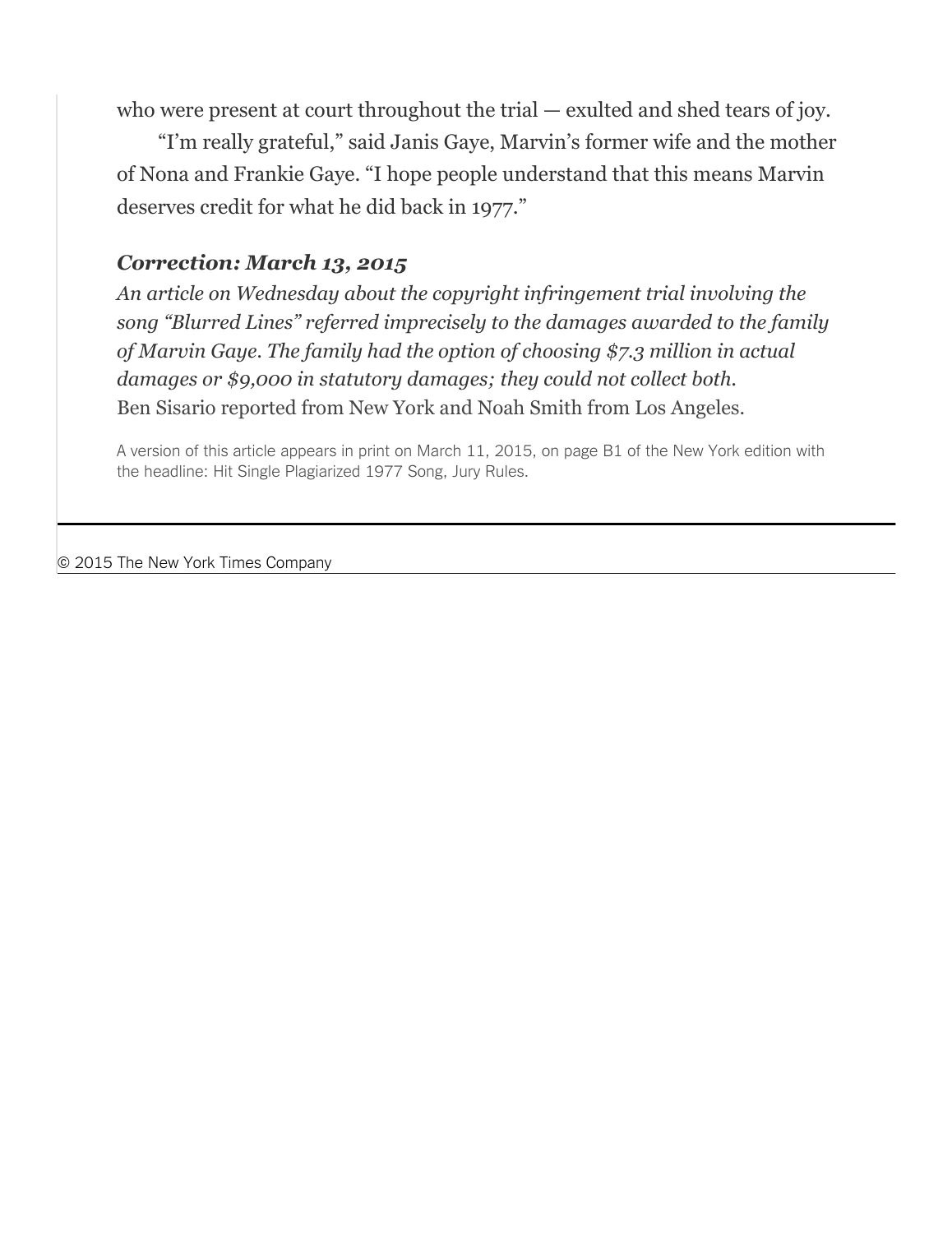who were present at court throughout the trial — exulted and shed tears of joy.

"I'm really grateful," said Janis Gaye, Marvin's former wife and the mother of Nona and Frankie Gaye. "I hope people understand that this means Marvin deserves credit for what he did back in 1977."

### *Correction: March 13, 2015*

*An article on Wednesday about the copyright infringement trial involving the song "Blurred Lines" referred imprecisely to the damages awarded to the family of Marvin Gaye. The family had the option of choosing $7.3 million in actual damages or $9,000 in statutory damages; they could not collect both.*

Ben Sisario reported from New York and Noah Smith from Los Angeles.

A version of this article appears in print on March 11, 2015, on page B1 of the New York edition with the headline: Hit Single Plagiarized 1977 Song, Jury Rules.

© 2015 The New York Times Company